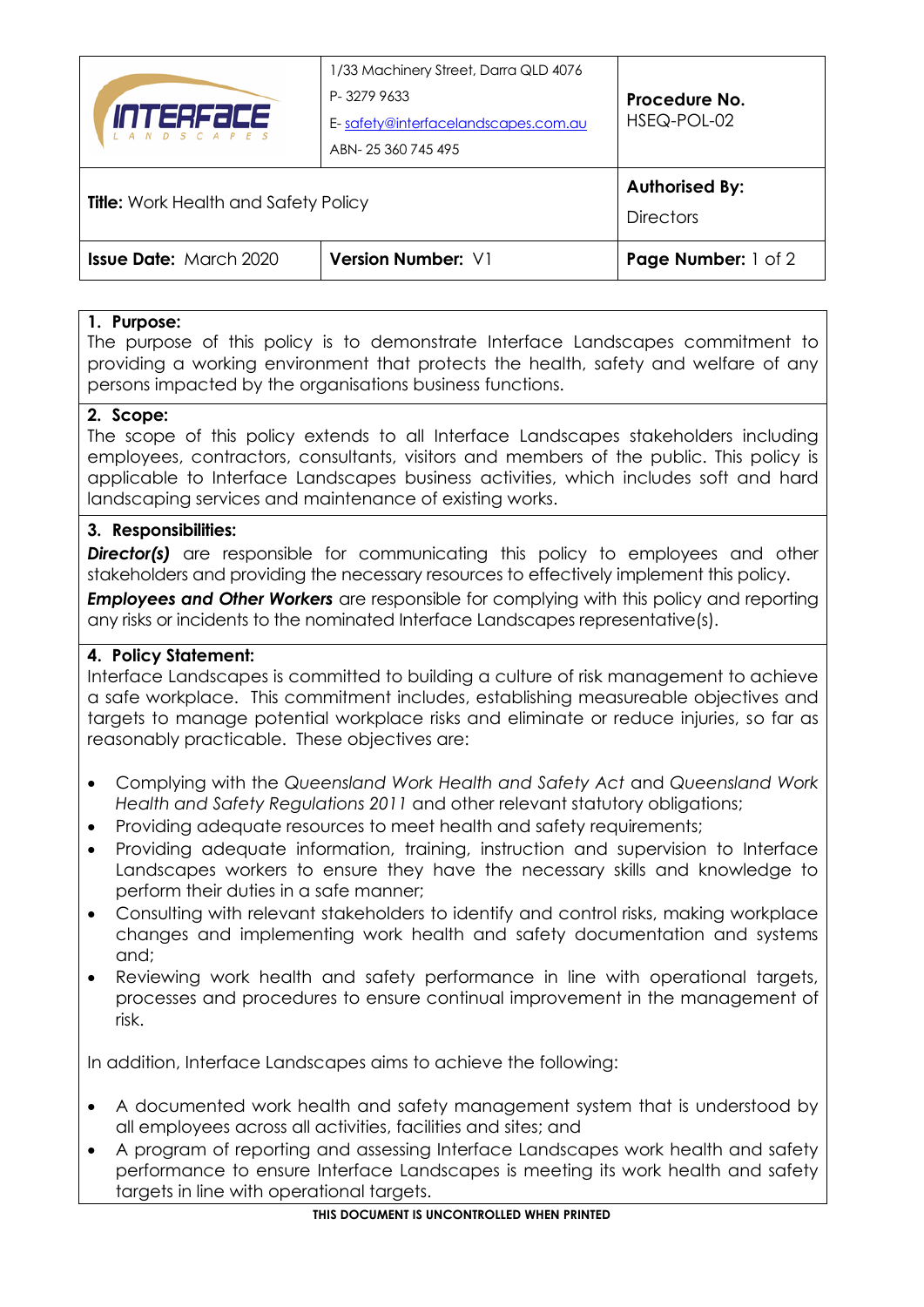| INTERFACE LANDSCAPES | 1/33 Machinery Street, Darra QLD 4076<br>P- 3279 9633<br>E- safety@interfacelandscapes.com.au<br>ABN- 25 360 745 495 | **Procedure No.**<br>HSEQ-POL-02 |
|---|---|---|
| **Title:** Work Health and Safety Policy | | **Authorised By:**<br>Directors |
| **Issue Date:** March 2020 | **Version Number:** V1 | **Page Number:** 1 of 2 |

## 1. Purpose:

The purpose of this policy is to demonstrate Interface Landscapes commitment to providing a working environment that protects the health, safety and welfare of any persons impacted by the organisations business functions.

## 2. Scope:

The scope of this policy extends to all Interface Landscapes stakeholders including employees, contractors, consultants, visitors and members of the public. This policy is applicable to Interface Landscapes business activities, which includes soft and hard landscaping services and maintenance of existing works.

## 3. Responsibilities:

***Director(s)*** are responsible for communicating this policy to employees and other stakeholders and providing the necessary resources to effectively implement this policy.

***Employees and Other Workers*** are responsible for complying with this policy and reporting any risks or incidents to the nominated Interface Landscapes representative(s).

## 4. Policy Statement:

Interface Landscapes is committed to building a culture of risk management to achieve a safe workplace. This commitment includes, establishing measureable objectives and targets to manage potential workplace risks and eliminate or reduce injuries, so far as reasonably practicable. These objectives are:

- Complying with the *Queensland Work Health and Safety Act* and *Queensland Work Health and Safety Regulations 2011* and other relevant statutory obligations;
- Providing adequate resources to meet health and safety requirements;
- Providing adequate information, training, instruction and supervision to Interface Landscapes workers to ensure they have the necessary skills and knowledge to perform their duties in a safe manner;
- Consulting with relevant stakeholders to identify and control risks, making workplace changes and implementing work health and safety documentation and systems and;
- Reviewing work health and safety performance in line with operational targets, processes and procedures to ensure continual improvement in the management of risk.

In addition, Interface Landscapes aims to achieve the following:

- A documented work health and safety management system that is understood by all employees across all activities, facilities and sites; and
- A program of reporting and assessing Interface Landscapes work health and safety performance to ensure Interface Landscapes is meeting its work health and safety targets in line with operational targets.

**THIS DOCUMENT IS UNCONTROLLED WHEN PRINTED**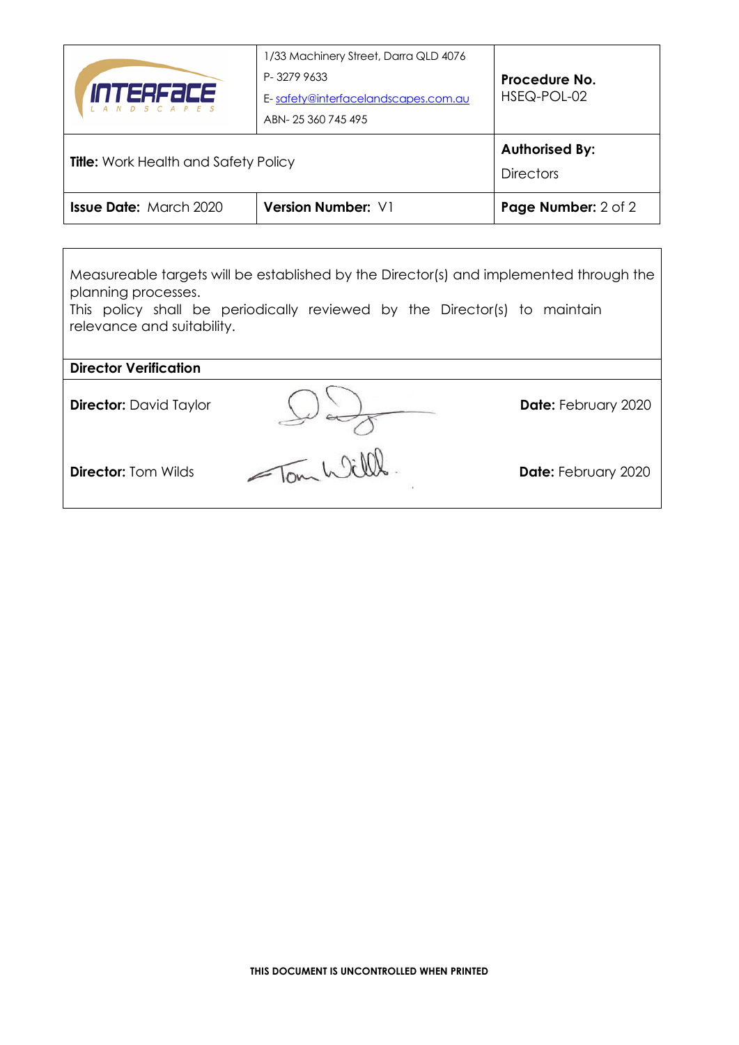| | | |
|---|---|---|
| INTERFACE LANDSCAPES | 1/33 Machinery Street, Darra QLD 4076<br>P- 3279 9633<br>E- safety@interfacelandscapes.com.au<br>ABN- 25 360 745 495 | **Procedure No.**<br>HSEQ-POL-02 |
| **Title:** Work Health and Safety Policy | | **Authorised By:**<br>Directors |
| **Issue Date:** March 2020 | **Version Number:** V1 | **Page Number:** 2 of 2 |

Measureable targets will be established by the Director(s) and implemented through the planning processes.
This policy shall be periodically reviewed by the Director(s) to maintain relevance and suitability.

**Director Verification**

| | | |
|---|---|---|
| **Director:** David Taylor | | **Date:** February 2020 |
| **Director:** Tom Wilds | | **Date:** February 2020 |

THIS DOCUMENT IS UNCONTROLLED WHEN PRINTED